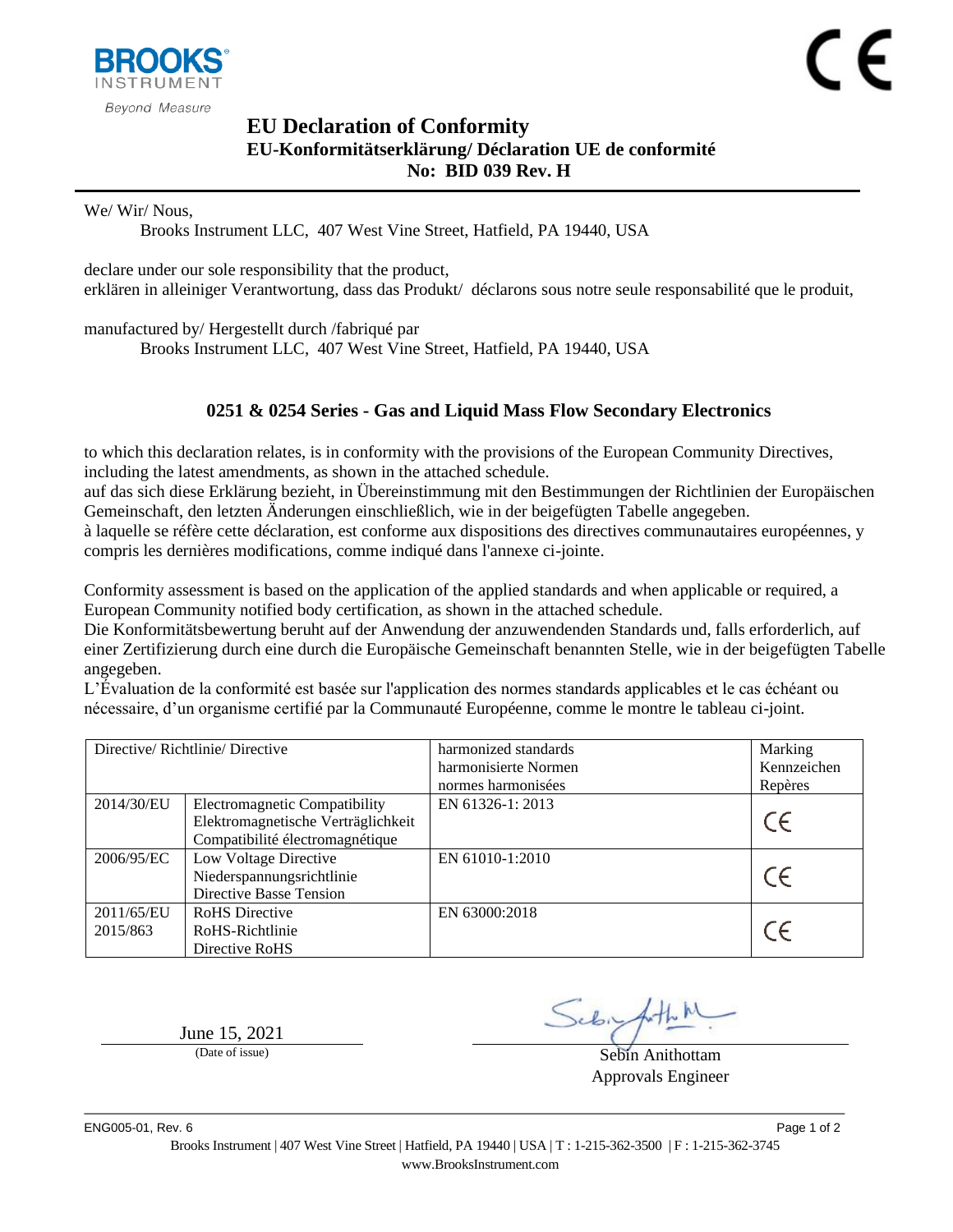BROOKS INSTRUMENT

*Beyond Measure*

CE

# EU Declaration of Conformity

## EU-Konformitätserklärung/ Déclaration UE de conformité

## No: BID 039 Rev. H

We/ Wir/ Nous,

Brooks Instrument LLC, 407 West Vine Street, Hatfield, PA 19440, USA

declare under our sole responsibility that the product,
erklären in alleiniger Verantwortung, dass das Produkt/ déclarons sous notre seule responsabilité que le produit,

manufactured by/ Hergestellt durch /fabriqué par

Brooks Instrument LLC, 407 West Vine Street, Hatfield, PA 19440, USA

### 0251 & 0254 Series - Gas and Liquid Mass Flow Secondary Electronics

to which this declaration relates, is in conformity with the provisions of the European Community Directives, including the latest amendments, as shown in the attached schedule.
auf das sich diese Erklärung bezieht, in Übereinstimmung mit den Bestimmungen der Richtlinien der Europäischen Gemeinschaft, den letzten Änderungen einschließlich, wie in der beigefügten Tabelle angegeben.
à laquelle se réfère cette déclaration, est conforme aux dispositions des directives communautaires européennes, y compris les dernières modifications, comme indiqué dans l'annexe ci-jointe.

Conformity assessment is based on the application of the applied standards and when applicable or required, a European Community notified body certification, as shown in the attached schedule.
Die Konformitätsbewertung beruht auf der Anwendung der anzuwendenden Standards und, falls erforderlich, auf einer Zertifizierung durch eine durch die Europäische Gemeinschaft benannten Stelle, wie in der beigefügten Tabelle angegeben.
L'Évaluation de la conformité est basée sur l'application des normes standards applicables et le cas échéant ou nécessaire, d'un organisme certifié par la Communauté Européenne, comme le montre le tableau ci-joint.

| Directive/ Richtlinie/ Directive | | harmonized standards harmonisierte Normen normes harmonisées | Marking Kennzeichen Repères |
|---|---|---|---|
| 2014/30/EU | Electromagnetic Compatibility Elektromagnetische Verträglichkeit Compatibilité électromagnétique | EN 61326-1: 2013 | CE |
| 2006/95/EC | Low Voltage Directive Niederspannungsrichtlinie Directive Basse Tension | EN 61010-1:2010 | CE |
| 2011/65/EU 2015/863 | RoHS Directive RoHS-Richtlinie Directive RoHS | EN 63000:2018 | CE |

June 15, 2021
(Date of issue)

Sebin Anithottam
Approvals Engineer

ENG005-01, Rev. 6

Brooks Instrument | 407 West Vine Street | Hatfield, PA 19440 | USA | T : 1-215-362-3500 | F : 1-215-362-3745
www.BrooksInstrument.com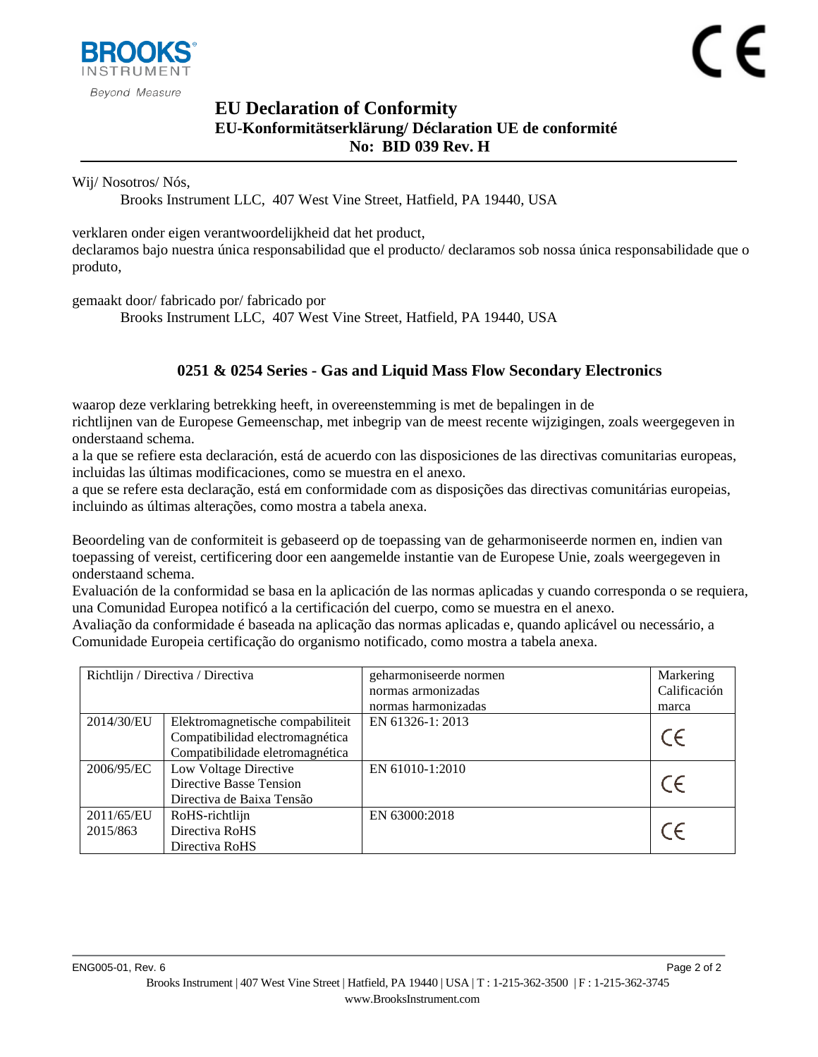# EU Declaration of Conformity

## EU-Konformitätserklärung/ Déclaration UE de conformité

## No: BID 039 Rev. H

Wij/ Nosotros/ Nós,

Brooks Instrument LLC, 407 West Vine Street, Hatfield, PA 19440, USA

verklaren onder eigen verantwoordelijkheid dat het product,
declaramos bajo nuestra única responsabilidad que el producto/ declaramos sob nossa única responsabilidade que o produto,

gemaakt door/ fabricado por/ fabricado por

Brooks Instrument LLC, 407 West Vine Street, Hatfield, PA 19440, USA

### 0251 & 0254 Series - Gas and Liquid Mass Flow Secondary Electronics

waarop deze verklaring betrekking heeft, in overeenstemming is met de bepalingen in de richtlijnen van de Europese Gemeenschap, met inbegrip van de meest recente wijzigingen, zoals weergegeven in onderstaand schema.
a la que se refiere esta declaración, está de acuerdo con las disposiciones de las directivas comunitarias europeas, incluidas las últimas modificaciones, como se muestra en el anexo.
a que se refere esta declaração, está em conformidade com as disposições das directivas comunitárias europeias, incluindo as últimas alterações, como mostra a tabela anexa.

Beoordeling van de conformiteit is gebaseerd op de toepassing van de geharmoniseerde normen en, indien van toepassing of vereist, certificering door een aangemelde instantie van de Europese Unie, zoals weergegeven in onderstaand schema.
Evaluación de la conformidad se basa en la aplicación de las normas aplicadas y cuando corresponda o se requiera, una Comunidad Europea notificó a la certificación del cuerpo, como se muestra en el anexo.
Avaliação da conformidade é baseada na aplicação das normas aplicadas e, quando aplicável ou necessário, a Comunidade Europeia certificação do organismo notificado, como mostra a tabela anexa.

| Richtlijn / Directiva / Directiva | | geharmoniseerde normen<br>normas armonizadas<br>normas harmonizadas | Markering<br>Calificación<br>marca |
|---|---|---|---|
| 2014/30/EU | Elektromagnetische compabiliteit<br>Compatibilidad electromagnética<br>Compatibilidade eletromagnética | EN 61326-1: 2013 | CE |
| 2006/95/EC | Low Voltage Directive<br>Directive Basse Tension<br>Directiva de Baixa Tensão | EN 61010-1:2010 | CE |
| 2011/65/EU<br>2015/863 | RoHS-richtlijn<br>Directiva RoHS<br>Directiva RoHS | EN 63000:2018 | CE |

ENG005-01, Rev. 6

Brooks Instrument | 407 West Vine Street | Hatfield, PA 19440 | USA | T : 1-215-362-3500 | F : 1-215-362-3745
www.BrooksInstrument.com